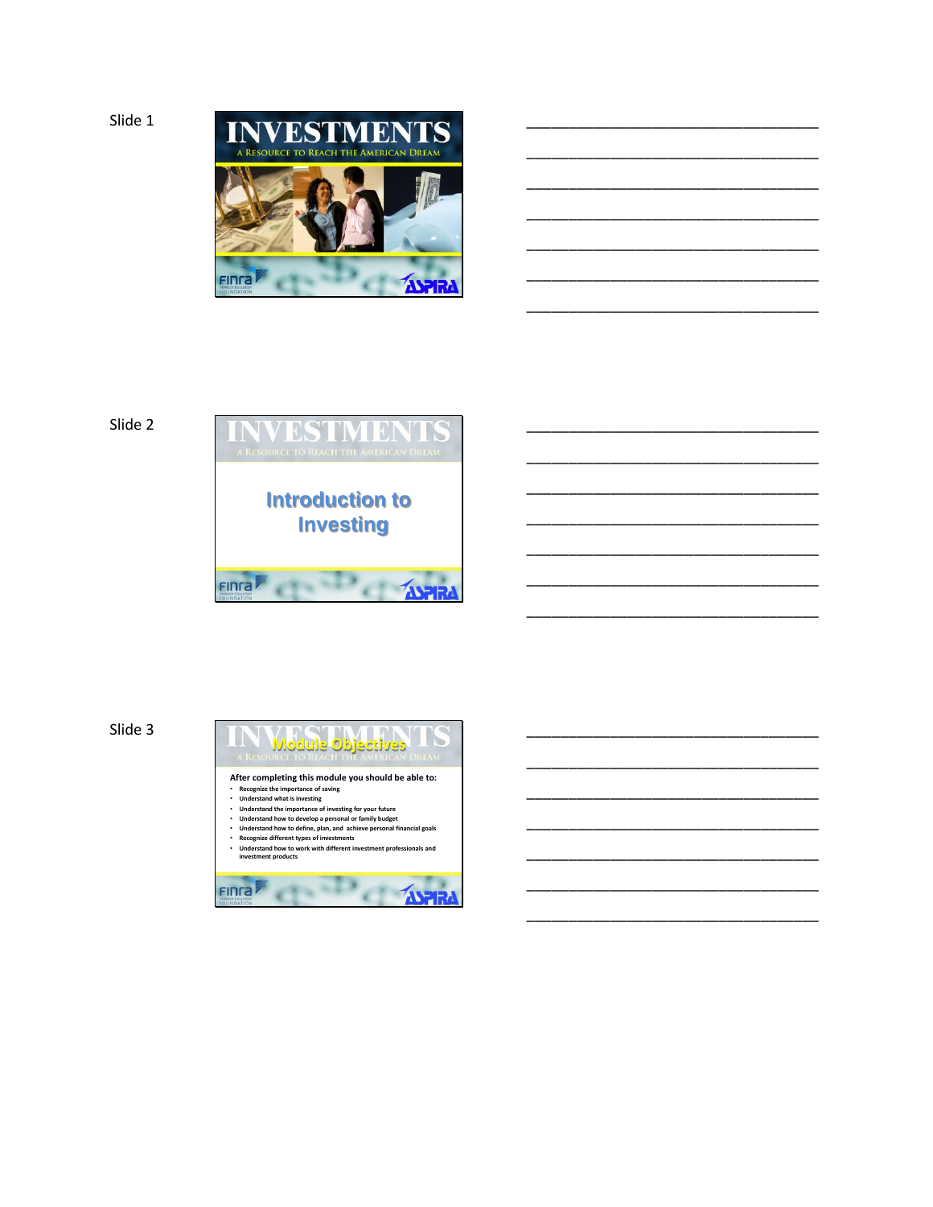Slide 1

# INVESTMENTS

A Resource to Reach the American Dream

FINRA Investor Education Foundation

ASPIRA

______________________________________

______________________________________

______________________________________

______________________________________

______________________________________

______________________________________

______________________________________

Slide 2

# INVESTMENTS

A Resource to Reach the American Dream

## Introduction to Investing

FINRA Investor Education Foundation

ASPIRA

______________________________________

______________________________________

______________________________________

______________________________________

______________________________________

______________________________________

______________________________________

Slide 3

## Module Objectives

**After completing this module you should be able to:**

- **Recognize the importance of saving**
- **Understand what is investing**
- **Understand the importance of investing for your future**
- **Understand how to develop a personal or family budget**
- **Understand how to define, plan, and achieve personal financial goals**
- **Recognize different types of investments**
- **Understand how to work with different investment professionals and investment products**

FINRA Investor Education Foundation

ASPIRA

______________________________________

______________________________________

______________________________________

______________________________________

______________________________________

______________________________________

______________________________________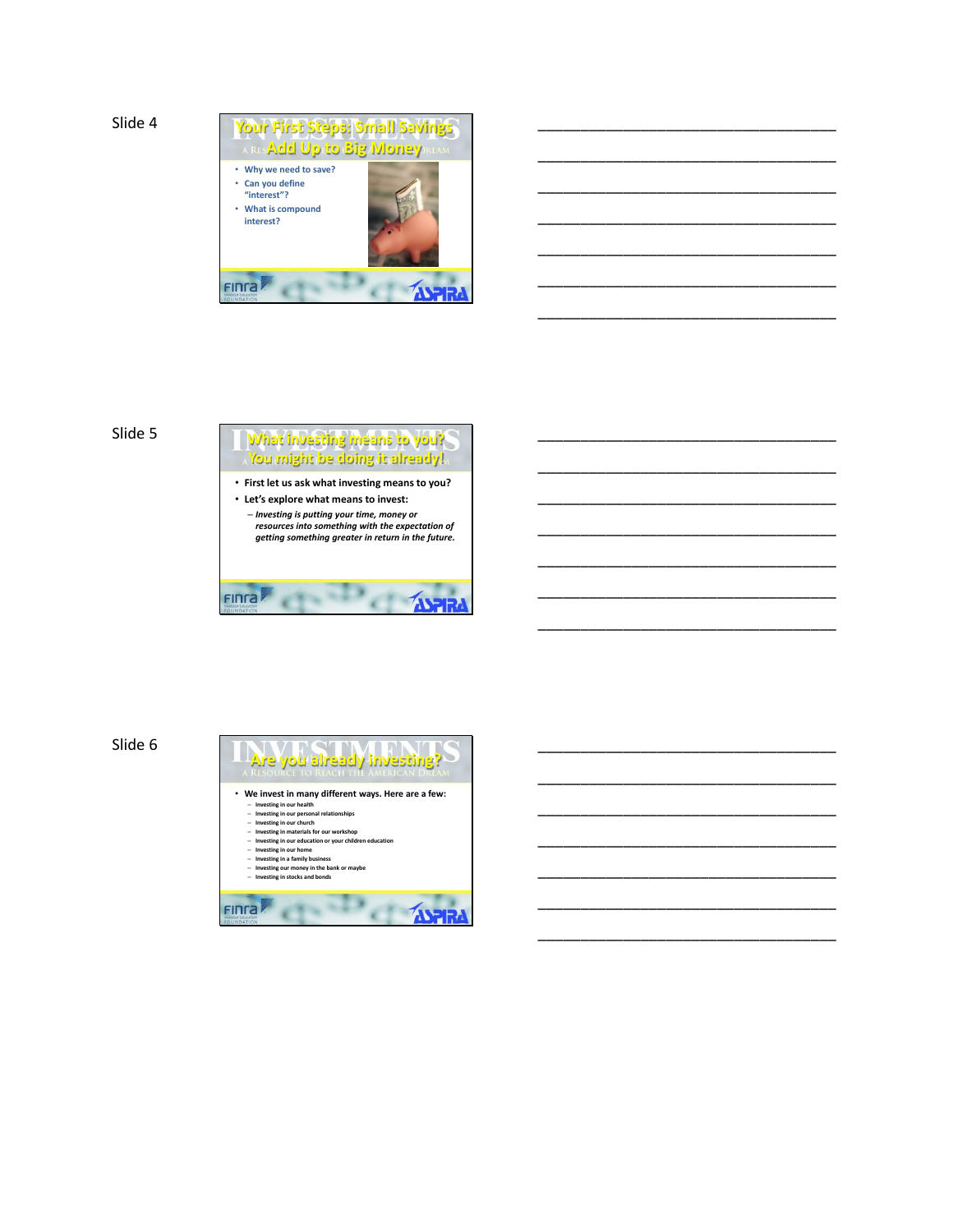Slide 4

## Your First Steps: Small Savings Add Up to Big Money

- Why we need to save?
- Can you define "interest"?
- What is compound interest?

___________________________________

___________________________________

___________________________________

___________________________________

___________________________________

___________________________________

___________________________________

Slide 5

## What investing means to you? You might be doing it already!

- First let us ask what investing means to you?
- Let's explore what means to invest:
  - *Investing is putting your time, money or resources into something with the expectation of getting something greater in return in the future.*

___________________________________

___________________________________

___________________________________

___________________________________

___________________________________

___________________________________

___________________________________

Slide 6

## Are you already investing?

- We invest in many different ways. Here are a few:
  - Investing in our health
  - Investing in our personal relationships
  - Investing in our church
  - Investing in materials for our workshop
  - Investing in our education or your children education
  - Investing in our home
  - Investing in a family business
  - Investing our money in the bank or maybe
  - Investing in stocks and bonds

___________________________________

___________________________________

___________________________________

___________________________________

___________________________________

___________________________________

___________________________________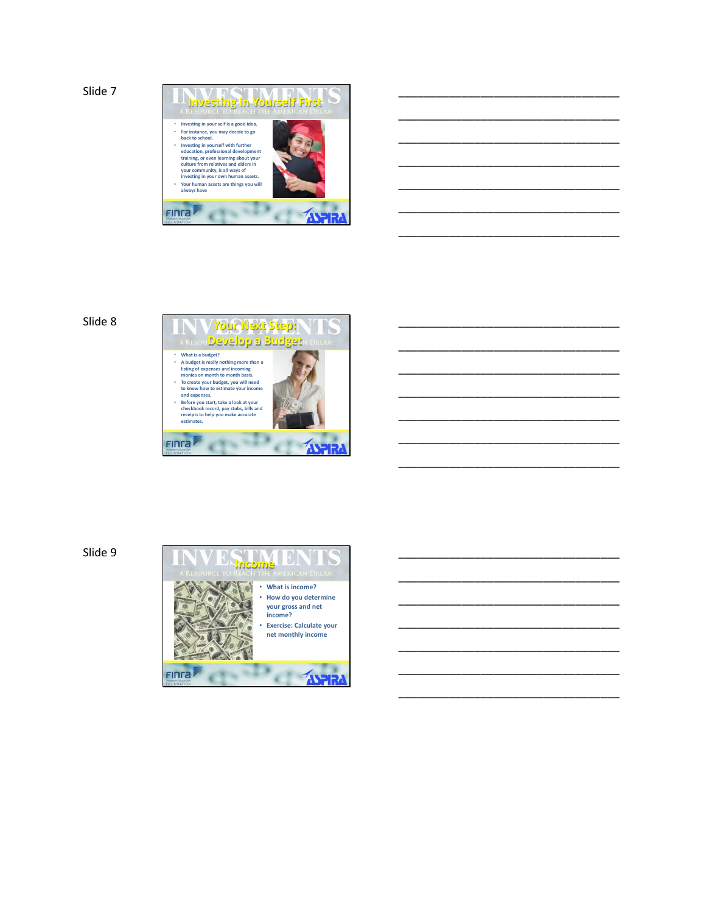Slide 7

## Investing in Yourself First

INVESTMENTS — A Resource to Reach the American Dream

- Investing in your self is a good idea.
- For instance, you may decide to go back to school.
- Investing in yourself with further education, professional development training, or even learning about your culture from relatives and elders in your community, is all ways of investing in your own human assets.
- Your human assets are things you will always have

FINRA Investor Education Foundation — ASPIRA

___________________________________

___________________________________

___________________________________

___________________________________

___________________________________

___________________________________

___________________________________

Slide 8

## Your Next Step: Develop a Budget

INVESTMENTS — A Resource to Reach the American Dream

- What is a budget?
- A budget is really nothing more than a listing of expenses and incoming monies on month to month basis.
- To create your budget, you will need to know how to estimate your income and expenses.
- Before you start, take a look at your checkbook record, pay stubs, bills and receipts to help you make accurate estimates.

FINRA Investor Education Foundation — ASPIRA

___________________________________

___________________________________

___________________________________

___________________________________

___________________________________

___________________________________

___________________________________

Slide 9

## Income

INVESTMENTS — A Resource to Reach the American Dream

- What is income?
- How do you determine your gross and net income?
- Exercise: Calculate your net monthly income

FINRA Investor Education Foundation — ASPIRA

___________________________________

___________________________________

___________________________________

___________________________________

___________________________________

___________________________________

___________________________________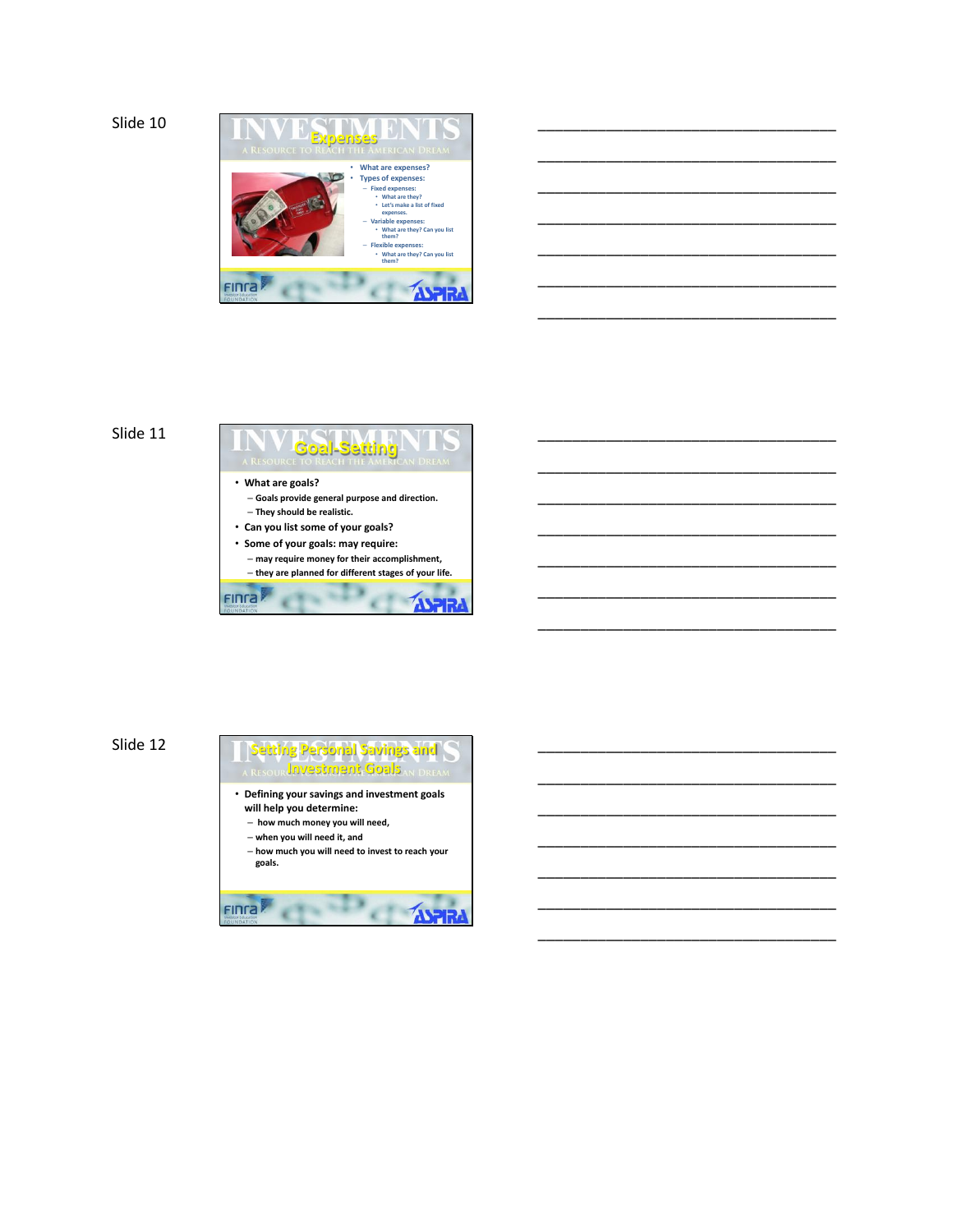Slide 10

## Expenses

- What are expenses?
- Types of expenses:
  - Fixed expenses:
    - What are they?
    - Let's make a list of fixed expenses.
  - Variable expenses:
    - What are they? Can you list them?
  - Flexible expenses:
    - What are they? Can you list them?

___________________________________

___________________________________

___________________________________

___________________________________

___________________________________

___________________________________

___________________________________

Slide 11

## Goal-Setting

- What are goals?
  - Goals provide general purpose and direction.
  - They should be realistic.
- Can you list some of your goals?
- Some of your goals: may require:
  - may require money for their accomplishment,
  - they are planned for different stages of your life.

___________________________________

___________________________________

___________________________________

___________________________________

___________________________________

___________________________________

___________________________________

Slide 12

## Setting Personal Savings and Investment Goals

- Defining your savings and investment goals will help you determine:
  - how much money you will need,
  - when you will need it, and
  - how much you will need to invest to reach your goals.

___________________________________

___________________________________

___________________________________

___________________________________

___________________________________

___________________________________

___________________________________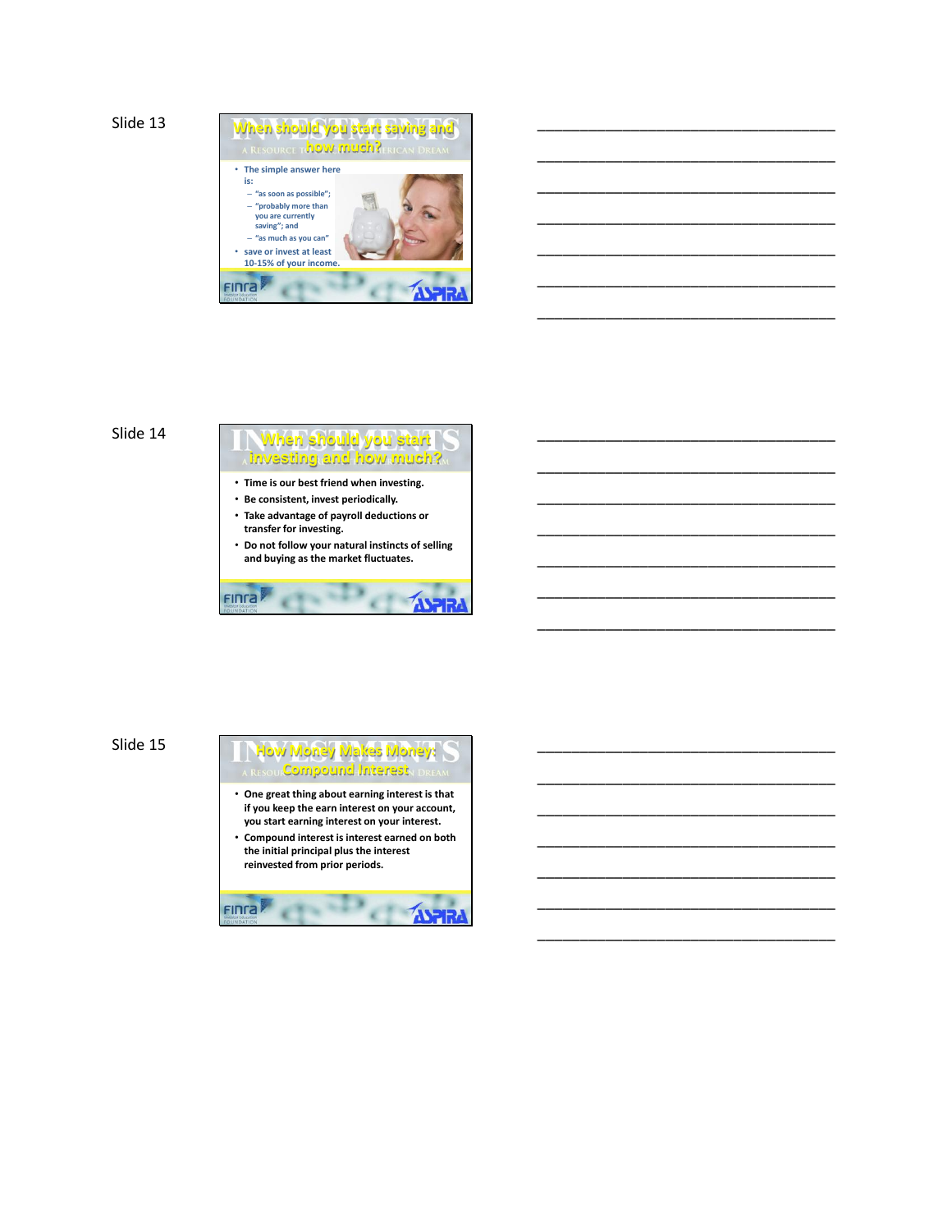Slide 13

## When should you start saving and how much?

- The simple answer here is:
  - "as soon as possible";
  - "probably more than you are currently saving"; and
  - "as much as you can"
- save or invest at least 10-15% of your income.

______________________________________

______________________________________

______________________________________

______________________________________

______________________________________

______________________________________

______________________________________

Slide 14

## When should you start investing and how much?

- Time is our best friend when investing.
- Be consistent, invest periodically.
- Take advantage of payroll deductions or transfer for investing.
- Do not follow your natural instincts of selling and buying as the market fluctuates.

______________________________________

______________________________________

______________________________________

______________________________________

______________________________________

______________________________________

______________________________________

Slide 15

## How Money Makes Money: Compound Interest

- One great thing about earning interest is that if you keep the earn interest on your account, you start earning interest on your interest.
- Compound interest is interest earned on both the initial principal plus the interest reinvested from prior periods.

______________________________________

______________________________________

______________________________________

______________________________________

______________________________________

______________________________________

______________________________________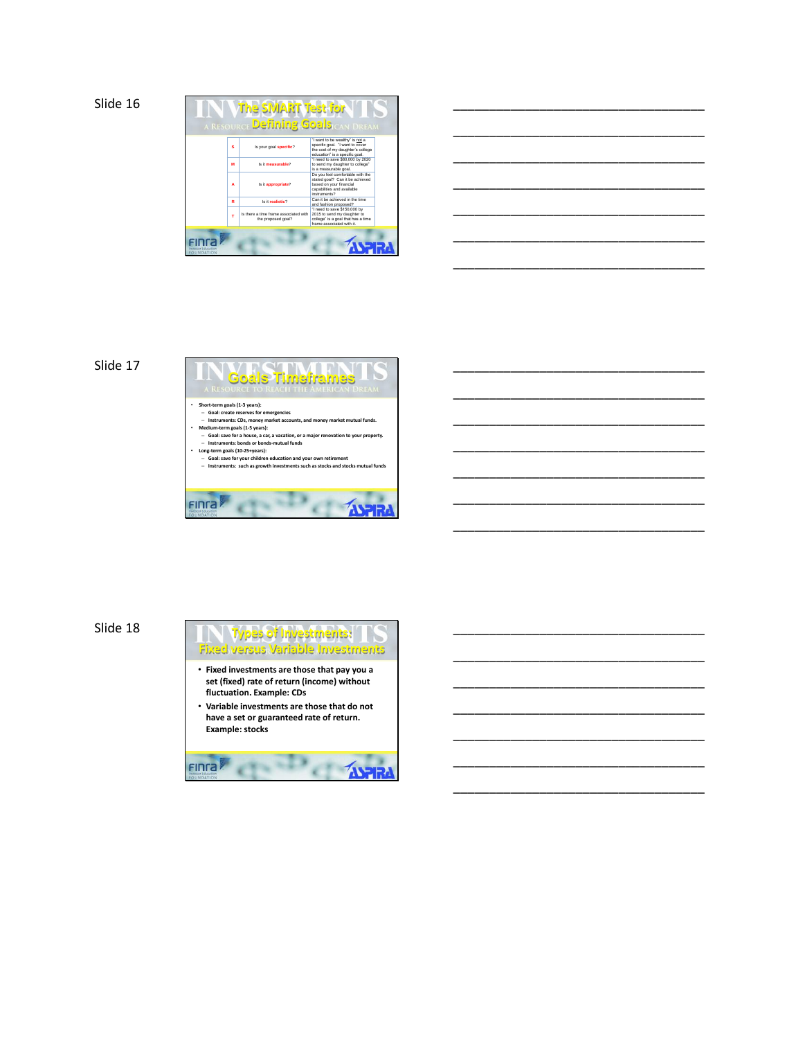## Slide 16

### The SMART Test for Defining Goals

| | | |
|---|---|---|
| S | Is your goal **specific**? | "I want to be wealthy" is not a specific goal. "I want to cover the cost of my daughter's college education" is a specific goal. |
| M | Is it **measurable**? | "I need to save $80,000 by 2020 to send my daughter to college" is a measurable goal. |
| A | Is it **appropriate**? | Do you feel comfortable with the stated goal? Can it be achieved based on your financial capabilities and available instruments? |
| R | Is it **realistic**? | Can it be achieved in the time and fashion proposed? |
| T | Is there a time frame associated with the proposed goal? | "I need to save $150,000 by 2015 to send my daughter to college" is a goal that has a time frame associated with it. |

## Slide 17

### Goals Timeframes

- Short-term goals (1-3 years):
  - Goal: create reserves for emergencies
  - Instruments: CDs, money market accounts, and money market mutual funds.
- Medium-term goals (1-5 years):
  - Goal: save for a house, a car, a vacation, or a major renovation to your property.
  - Instruments: bonds or bonds-mutual funds
- Long-term goals (10-25+years):
  - Goal: save for your children education and your own retirement
  - Instruments: such as growth investments such as stocks and stocks mutual funds

## Slide 18

### Types of Investments: Fixed versus Variable Investments

- **Fixed investments are those that pay you a set (fixed) rate of return (income) without fluctuation. Example: CDs**
- **Variable investments are those that do not have a set or guaranteed rate of return. Example: stocks**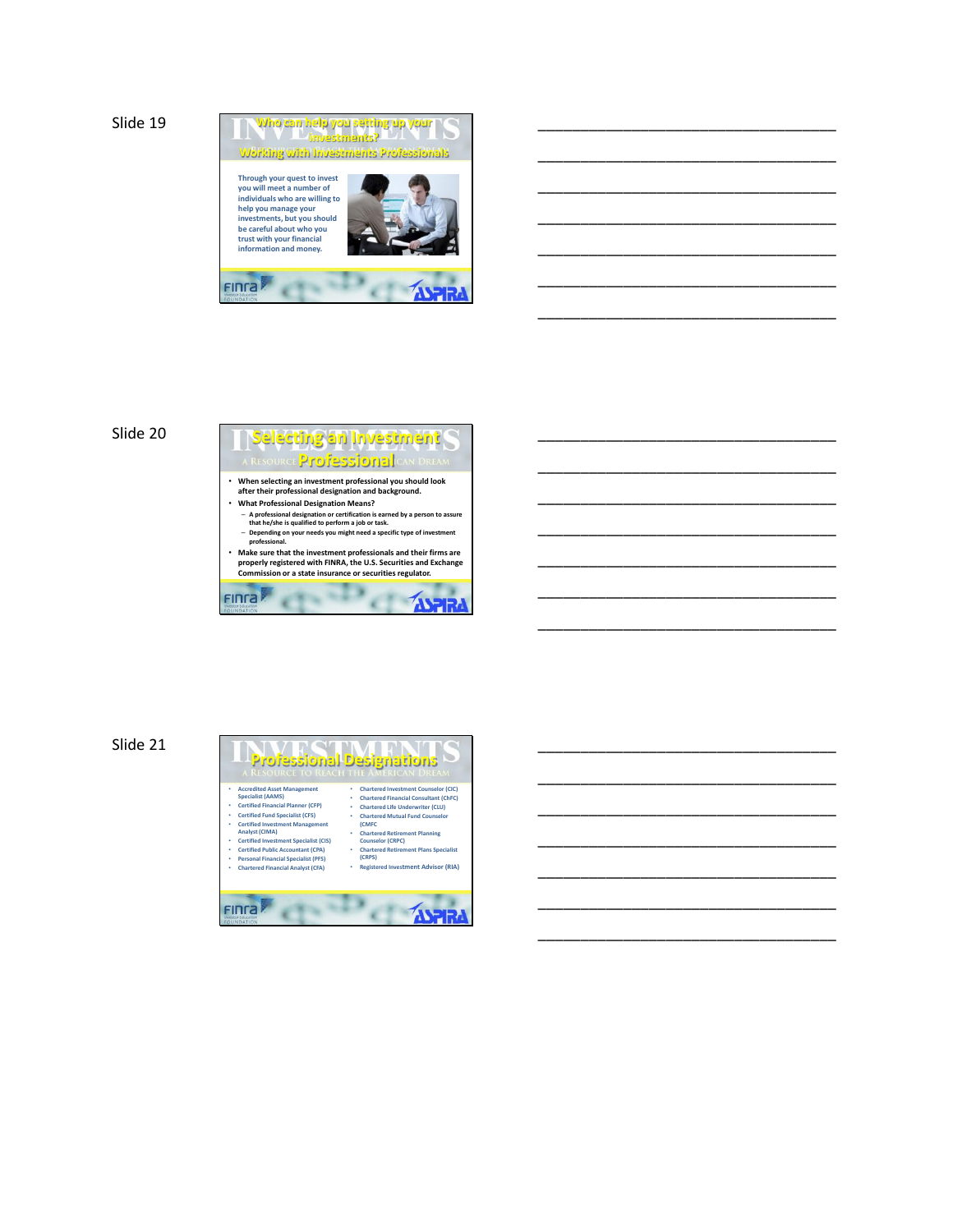Slide 19

## Who can help you setting up your investments?

### Working with Investments Professionals

Through your quest to invest you will meet a number of individuals who are willing to help you manage your investments, but you should be careful about who you trust with your financial information and money.

______________________________________

______________________________________

______________________________________

______________________________________

______________________________________

______________________________________

______________________________________

Slide 20

## Selecting an Investment Professional

- When selecting an investment professional you should look after their professional designation and background.
- What Professional Designation Means?
  - A professional designation or certification is earned by a person to assure that he/she is qualified to perform a job or task.
  - Depending on your needs you might need a specific type of investment professional.
- Make sure that the investment professionals and their firms are properly registered with FINRA, the U.S. Securities and Exchange Commission or a state insurance or securities regulator.

______________________________________

______________________________________

______________________________________

______________________________________

______________________________________

______________________________________

______________________________________

Slide 21

## Professional Designations

- Accredited Asset Management Specialist (AAMS)
- Certified Financial Planner (CFP)
- Certified Fund Specialist (CFS)
- Certified Investment Management Analyst (CIMA)
- Certified Investment Specialist (CIS)
- Certified Public Accountant (CPA)
- Personal Financial Specialist (PFS)
- Chartered Financial Analyst (CFA)
- Chartered Investment Counselor (CIC)
- Chartered Financial Consultant (ChFC)
- Chartered Life Underwriter (CLU)
- Chartered Mutual Fund Counselor (CMFC
- Chartered Retirement Planning Counselor (CRPC)
- Chartered Retirement Plans Specialist (CRPS)
- Registered Investment Advisor (RIA)

______________________________________

______________________________________

______________________________________

______________________________________

______________________________________

______________________________________

______________________________________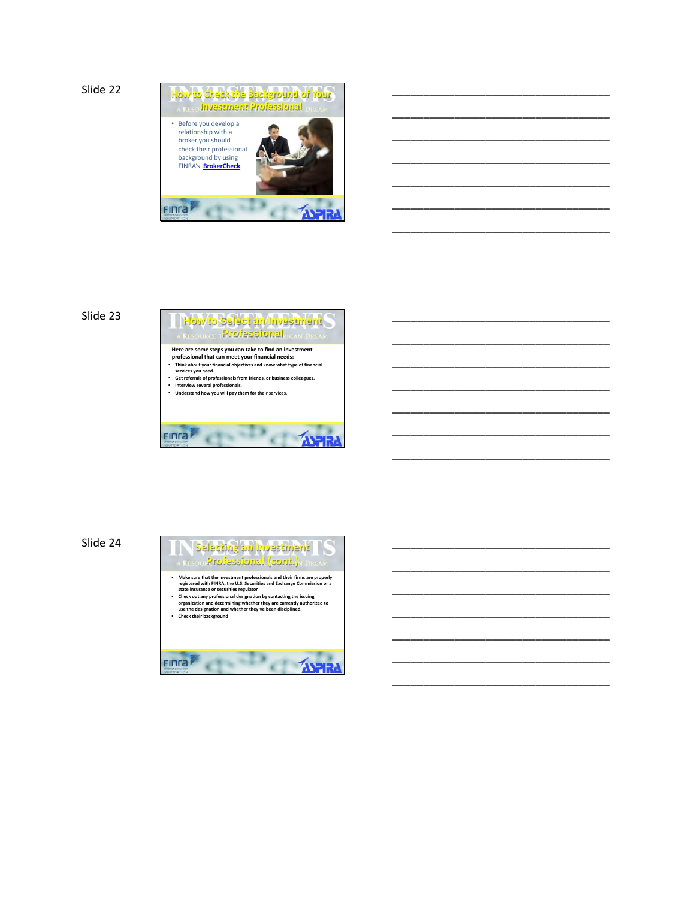Slide 22

## How to Check the Background of Your Investment Professional

- Before you develop a relationship with a broker you should check their professional background by using FINRA's **BrokerCheck**

---

Slide 23

## How to Select an Investment Professional

**Here are some steps you can take to find an investment professional that can meet your financial needs:**

- **Think about your financial objectives and know what type of financial services you need.**
- **Get referrals of professionals from friends, or business colleagues.**
- **Interview several professionals.**
- **Understand how you will pay them for their services.**

---

Slide 24

## Selecting an Investment Professional (cont.)

- **Make sure that the investment professionals and their firms are properly registered with FINRA, the U.S. Securities and Exchange Commission or a state insurance or securities regulator**
- **Check out any professional designation by contacting the issuing organization and determining whether they are currently authorized to use the designation and whether they've been disciplined.**
- **Check their background**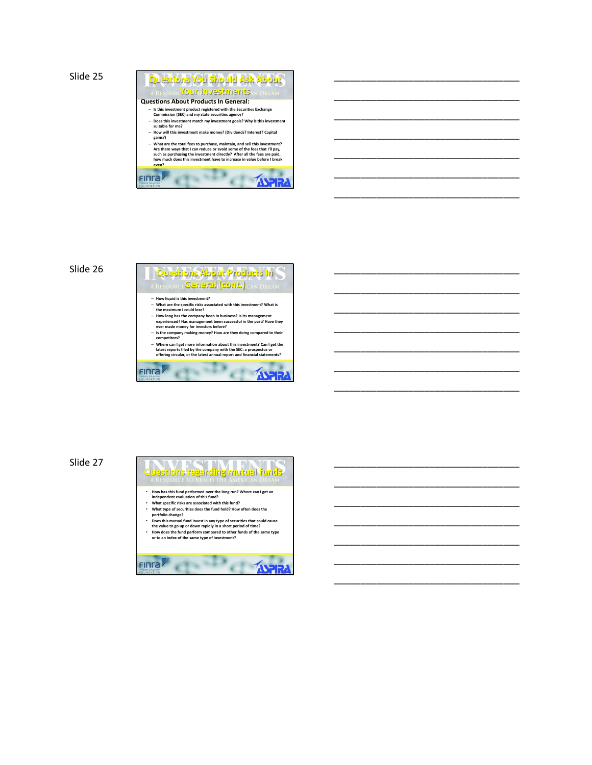Slide 25

## Questions You Should Ask About Your Investments

**Questions About Products In General:**

- Is this investment product registered with the Securities Exchange Commission (SEC) and my state securities agency?
- Does this investment match my investment goals? Why is this investment suitable for me?
- How will this investment make money? (Dividends? Interest? Capital gains?)
- What are the total fees to purchase, maintain, and sell this investment? Are there ways that I can reduce or avoid some of the fees that I'll pay, such as purchasing the investment directly? After all the fees are paid, how much does this investment have to increase in value before I break even?

Slide 26

## Questions About Products In General (cont.)

- How liquid is this investment?
- What are the specific risks associated with this investment? What is the maximum I could lose?
- How long has the company been in business? Is its management experienced? Has management been successful in the past? Have they ever made money for investors before?
- Is the company making money? How are they doing compared to their competitors?
- Where can I get more information about this investment? Can I get the latest reports filed by the company with the SEC: a prospectus or offering circular, or the latest annual report and financial statements?

Slide 27

## Questions regarding mutual funds

- How has this fund performed over the long run? Where can I get an independent evaluation of this fund?
- What specific risks are associated with this fund?
- What type of securities does the fund hold? How often does the portfolio change?
- Does this mutual fund invest in any type of securities that could cause the value to go up or down rapidly in a short period of time?
- How does the fund perform compared to other funds of the same type or to an index of the same type of investment?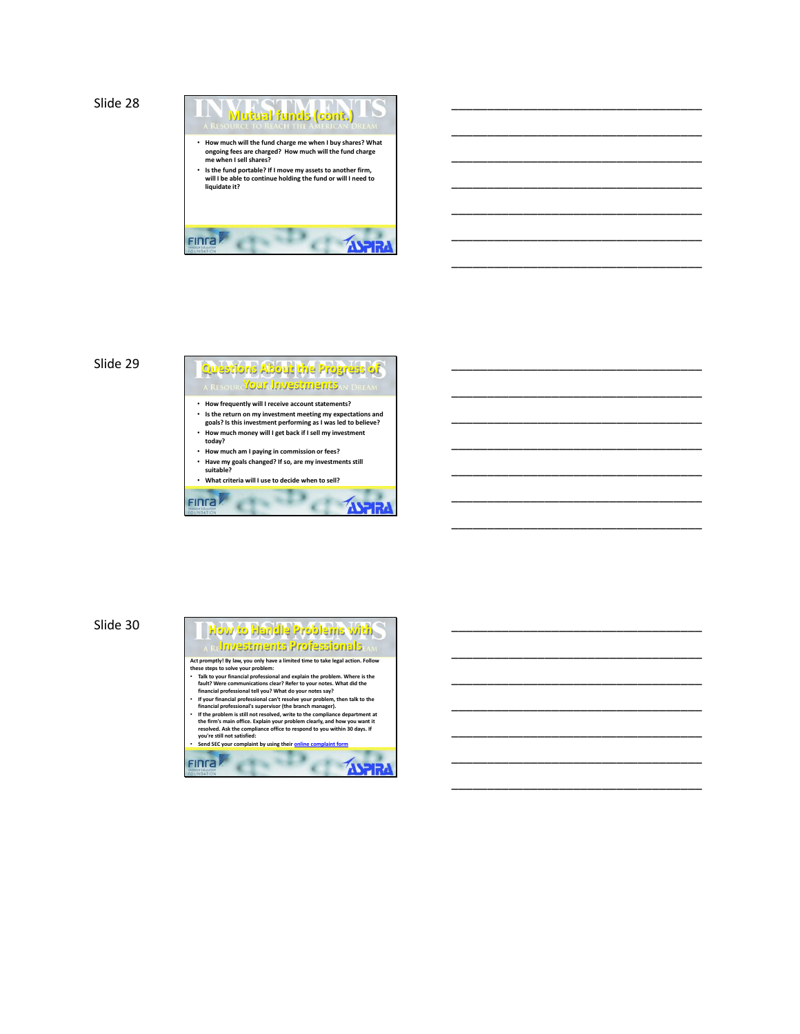Slide 28

## Mutual funds (cont.)

- How much will the fund charge me when I buy shares? What ongoing fees are charged? How much will the fund charge me when I sell shares?
- Is the fund portable? If I move my assets to another firm, will I be able to continue holding the fund or will I need to liquidate it?

Slide 29

## Questions About the Progress of Your Investments

- How frequently will I receive account statements?
- Is the return on my investment meeting my expectations and goals? Is this investment performing as I was led to believe?
- How much money will I get back if I sell my investment today?
- How much am I paying in commission or fees?
- Have my goals changed? If so, are my investments still suitable?
- What criteria will I use to decide when to sell?

Slide 30

## How to Handle Problems with Investments Professionals

Act promptly! By law, you only have a limited time to take legal action. Follow these steps to solve your problem:

- Talk to your financial professional and explain the problem. Where is the fault? Were communications clear? Refer to your notes. What did the financial professional tell you? What do your notes say?
- If your financial professional can't resolve your problem, then talk to the financial professional's supervisor (the branch manager).
- If the problem is still not resolved, write to the compliance department at the firm's main office. Explain your problem clearly, and how you want it resolved. Ask the compliance office to respond to you within 30 days. If you're still not satisfied:
- Send SEC your complaint by using their online complaint form